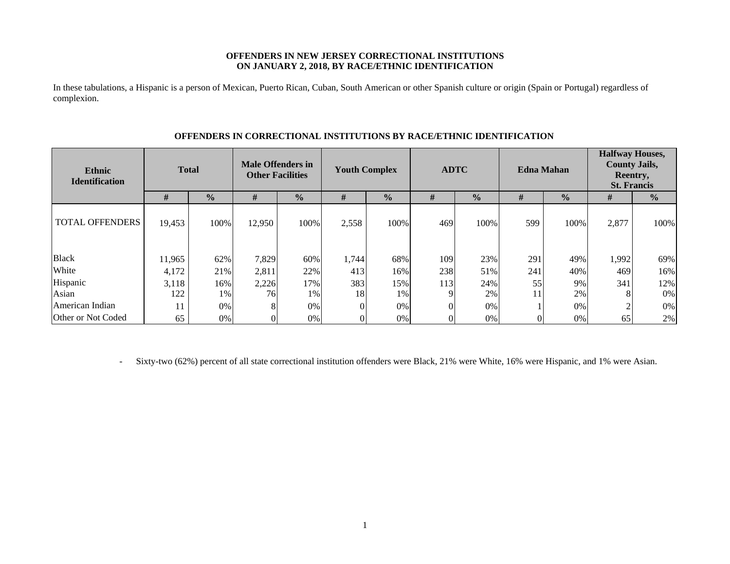# OFFENDERS IN NEW JERSEY CORRECTIONAL INSTITUTIONS ON JANUARY 2, 2018, BY RACE/ETHNIC IDENTIFICATION

In these tabulations, a Hispanic is a person of Mexican, Puerto Rican, Cuban, South American or other Spanish culture or origin (Spain or Portugal) regardless of complexion.

## OFFENDERS IN CORRECTIONAL INSTITUTIONS BY RACE/ETHNIC IDENTIFICATION

| Ethnic Identification | Total | | Male Offenders in Other Facilities | | Youth Complex | | ADTC | | Edna Mahan | | Halfway Houses, County Jails, Reentry, St. Francis | |
|---|---|---|---|---|---|---|---|---|---|---|---|---|
| | # | % | # | % | # | % | # | % | # | % | # | % |
| TOTAL OFFENDERS | 19,453 | 100% | 12,950 | 100% | 2,558 | 100% | 469 | 100% | 599 | 100% | 2,877 | 100% |
| Black | 11,965 | 62% | 7,829 | 60% | 1,744 | 68% | 109 | 23% | 291 | 49% | 1,992 | 69% |
| White | 4,172 | 21% | 2,811 | 22% | 413 | 16% | 238 | 51% | 241 | 40% | 469 | 16% |
| Hispanic | 3,118 | 16% | 2,226 | 17% | 383 | 15% | 113 | 24% | 55 | 9% | 341 | 12% |
| Asian | 122 | 1% | 76 | 1% | 18 | 1% | 9 | 2% | 11 | 2% | 8 | 0% |
| American Indian | 11 | 0% | 8 | 0% | 0 | 0% | 0 | 0% | 1 | 0% | 2 | 0% |
| Other or Not Coded | 65 | 0% | 0 | 0% | 0 | 0% | 0 | 0% | 0 | 0% | 65 | 2% |

- Sixty-two (62%) percent of all state correctional institution offenders were Black, 21% were White, 16% were Hispanic, and 1% were Asian.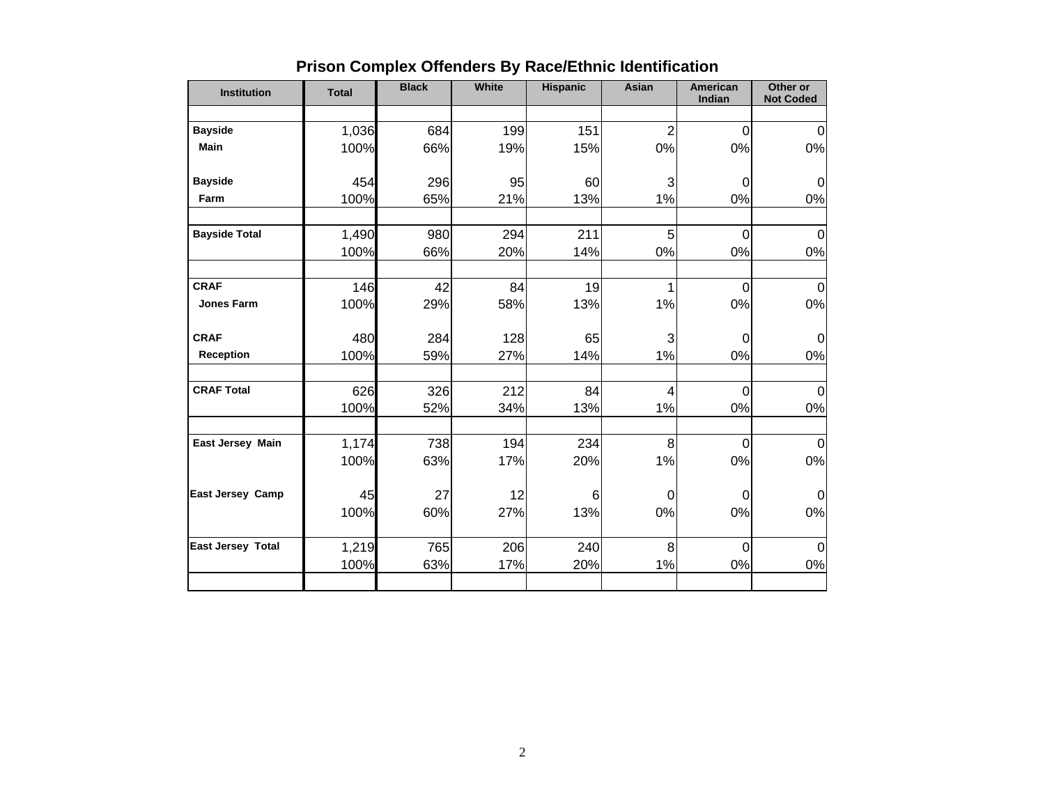## Prison Complex Offenders By Race/Ethnic Identification

| Institution | Total | Black | White | Hispanic | Asian | American Indian | Other or Not Coded |
|---|---|---|---|---|---|---|---|
| **Bayside Main** | 1,036 | 684 | 199 | 151 | 2 | 0 | 0 |
| | 100% | 66% | 19% | 15% | 0% | 0% | 0% |
| **Bayside Farm** | 454 | 296 | 95 | 60 | 3 | 0 | 0 |
| | 100% | 65% | 21% | 13% | 1% | 0% | 0% |
| **Bayside Total** | 1,490 | 980 | 294 | 211 | 5 | 0 | 0 |
| | 100% | 66% | 20% | 14% | 0% | 0% | 0% |
| **CRAF Jones Farm** | 146 | 42 | 84 | 19 | 1 | 0 | 0 |
| | 100% | 29% | 58% | 13% | 1% | 0% | 0% |
| **CRAF Reception** | 480 | 284 | 128 | 65 | 3 | 0 | 0 |
| | 100% | 59% | 27% | 14% | 1% | 0% | 0% |
| **CRAF Total** | 626 | 326 | 212 | 84 | 4 | 0 | 0 |
| | 100% | 52% | 34% | 13% | 1% | 0% | 0% |
| **East Jersey Main** | 1,174 | 738 | 194 | 234 | 8 | 0 | 0 |
| | 100% | 63% | 17% | 20% | 1% | 0% | 0% |
| **East Jersey Camp** | 45 | 27 | 12 | 6 | 0 | 0 | 0 |
| | 100% | 60% | 27% | 13% | 0% | 0% | 0% |
| **East Jersey Total** | 1,219 | 765 | 206 | 240 | 8 | 0 | 0 |
| | 100% | 63% | 17% | 20% | 1% | 0% | 0% |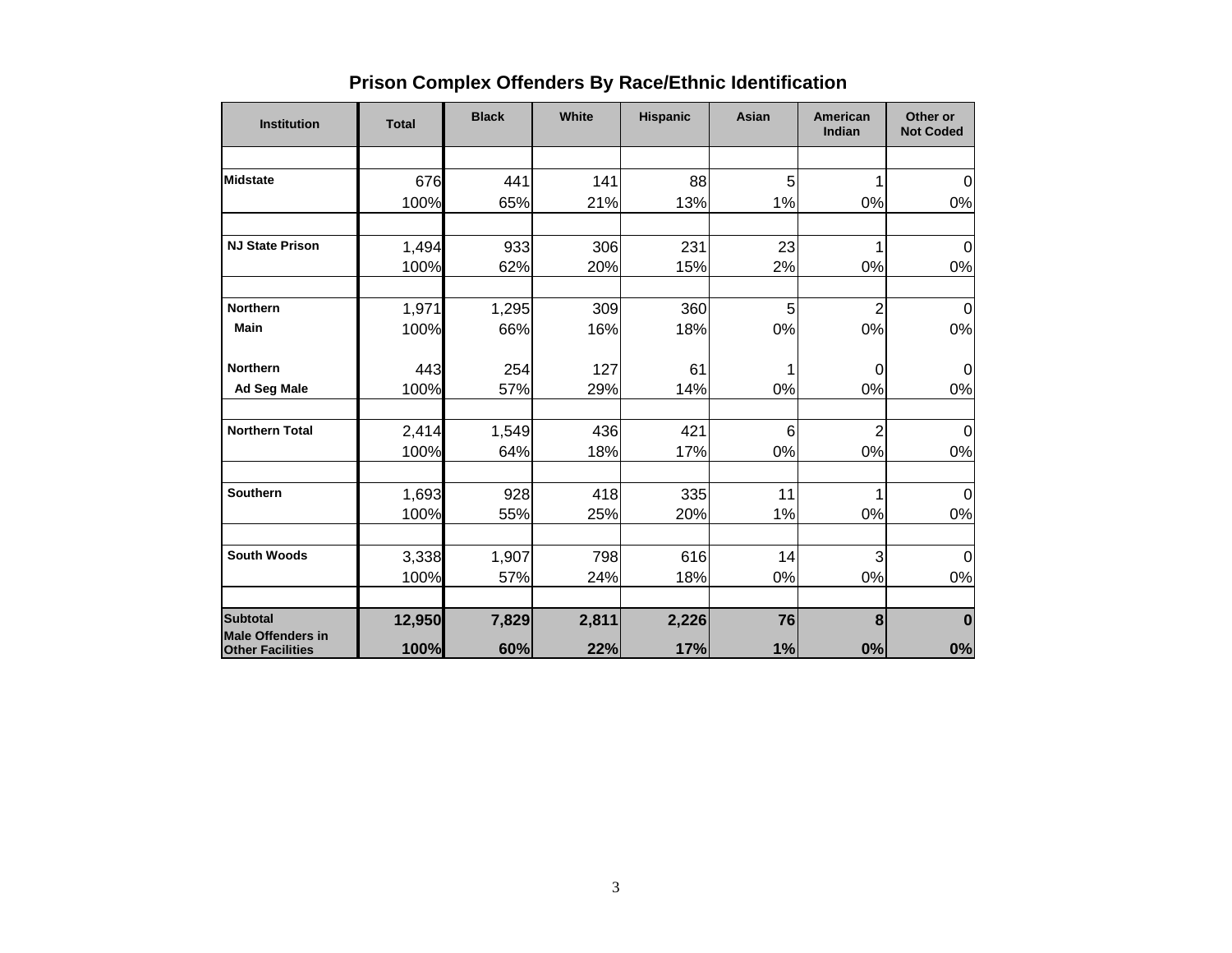## Prison Complex Offenders By Race/Ethnic Identification

| Institution | Total | Black | White | Hispanic | Asian | American Indian | Other or Not Coded |
|---|---|---|---|---|---|---|---|
| Midstate | 676 | 441 | 141 | 88 | 5 | 1 | 0 |
| | 100% | 65% | 21% | 13% | 1% | 0% | 0% |
| NJ State Prison | 1,494 | 933 | 306 | 231 | 23 | 1 | 0 |
| | 100% | 62% | 20% | 15% | 2% | 0% | 0% |
| Northern Main | 1,971 | 1,295 | 309 | 360 | 5 | 2 | 0 |
| | 100% | 66% | 16% | 18% | 0% | 0% | 0% |
| Northern Ad Seg Male | 443 | 254 | 127 | 61 | 1 | 0 | 0 |
| | 100% | 57% | 29% | 14% | 0% | 0% | 0% |
| Northern Total | 2,414 | 1,549 | 436 | 421 | 6 | 2 | 0 |
| | 100% | 64% | 18% | 17% | 0% | 0% | 0% |
| Southern | 1,693 | 928 | 418 | 335 | 11 | 1 | 0 |
| | 100% | 55% | 25% | 20% | 1% | 0% | 0% |
| South Woods | 3,338 | 1,907 | 798 | 616 | 14 | 3 | 0 |
| | 100% | 57% | 24% | 18% | 0% | 0% | 0% |
| **Subtotal Male Offenders in Other Facilities** | **12,950** | **7,829** | **2,811** | **2,226** | **76** | **8** | **0** |
| | **100%** | **60%** | **22%** | **17%** | **1%** | **0%** | **0%** |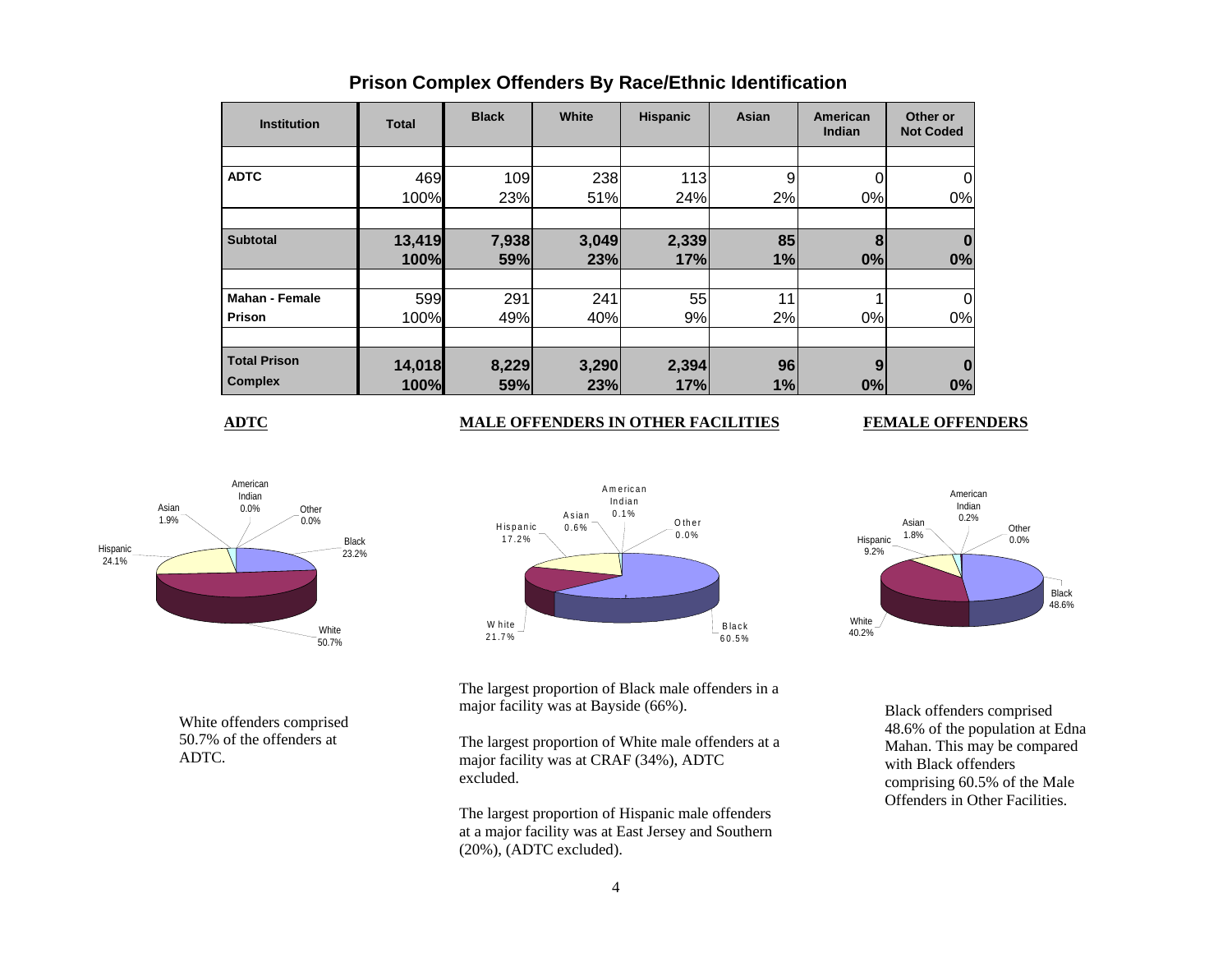# Prison Complex Offenders By Race/Ethnic Identification

| Institution | Total | Black | White | Hispanic | Asian | American Indian | Other or Not Coded |
|---|---|---|---|---|---|---|---|
| **ADTC** | 469<br>100% | 109<br>23% | 238<br>51% | 113<br>24% | 9<br>2% | 0<br>0% | 0<br>0% |
| **Subtotal** | **13,419<br>100%** | **7,938<br>59%** | **3,049<br>23%** | **2,339<br>17%** | **85<br>1%** | **8<br>0%** | **0<br>0%** |
| **Mahan - Female Prison** | 599<br>100% | 291<br>49% | 241<br>40% | 55<br>9% | 11<br>2% | 1<br>0% | 0<br>0% |
| **Total Prison Complex** | **14,018<br>100%** | **8,229<br>59%** | **3,290<br>23%** | **2,394<br>17%** | **96<br>1%** | **9<br>0%** | **0<br>0%** |

**ADTC**

White offenders comprised 50.7% of the offenders at ADTC.

**MALE OFFENDERS IN OTHER FACILITIES**

The largest proportion of Black male offenders in a major facility was at Bayside (66%).

The largest proportion of White male offenders at a major facility was at CRAF (34%), ADTC excluded.

The largest proportion of Hispanic male offenders at a major facility was at East Jersey and Southern (20%), (ADTC excluded).

**FEMALE OFFENDERS**

Black offenders comprised 48.6% of the population at Edna Mahan. This may be compared with Black offenders comprising 60.5% of the Male Offenders in Other Facilities.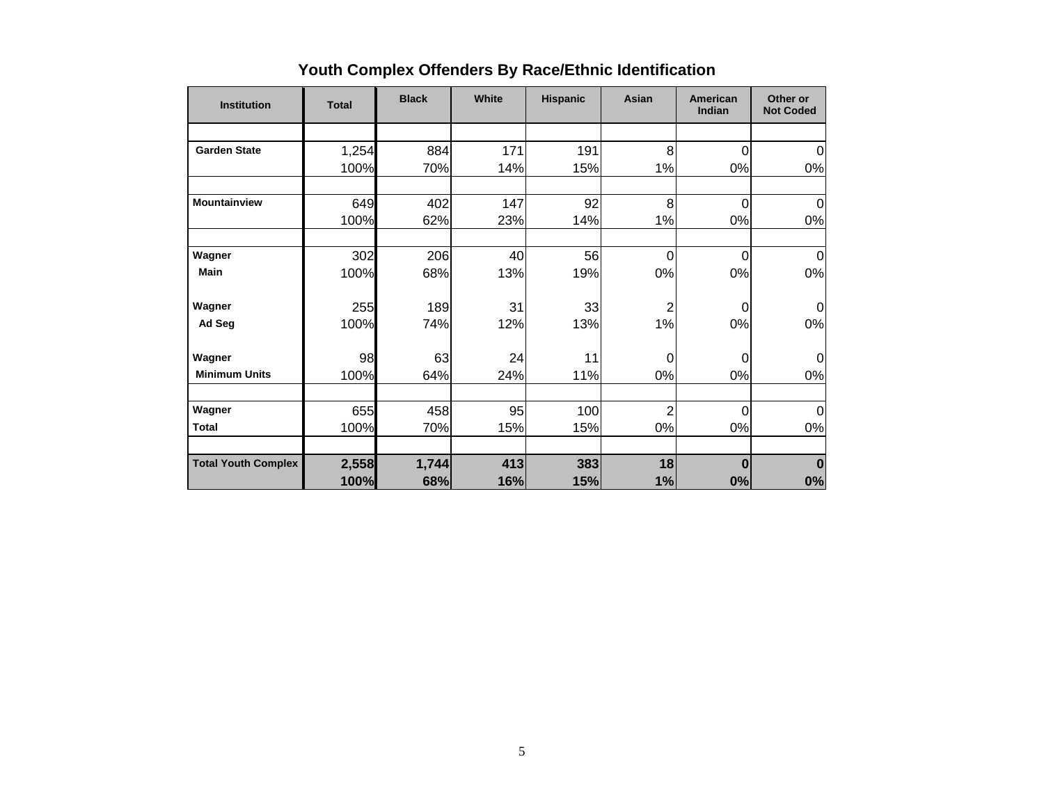## Youth Complex Offenders By Race/Ethnic Identification

| Institution | Total | Black | White | Hispanic | Asian | American Indian | Other or Not Coded |
|---|---|---|---|---|---|---|---|
| Garden State | 1,254 | 884 | 171 | 191 | 8 | 0 | 0 |
| | 100% | 70% | 14% | 15% | 1% | 0% | 0% |
| Mountainview | 649 | 402 | 147 | 92 | 8 | 0 | 0 |
| | 100% | 62% | 23% | 14% | 1% | 0% | 0% |
| Wagner Main | 302 | 206 | 40 | 56 | 0 | 0 | 0 |
| | 100% | 68% | 13% | 19% | 0% | 0% | 0% |
| Wagner Ad Seg | 255 | 189 | 31 | 33 | 2 | 0 | 0 |
| | 100% | 74% | 12% | 13% | 1% | 0% | 0% |
| Wagner Minimum Units | 98 | 63 | 24 | 11 | 0 | 0 | 0 |
| | 100% | 64% | 24% | 11% | 0% | 0% | 0% |
| Wagner Total | 655 | 458 | 95 | 100 | 2 | 0 | 0 |
| | 100% | 70% | 15% | 15% | 0% | 0% | 0% |
| **Total Youth Complex** | **2,558** | **1,744** | **413** | **383** | **18** | **0** | **0** |
| | **100%** | **68%** | **16%** | **15%** | **1%** | **0%** | **0%** |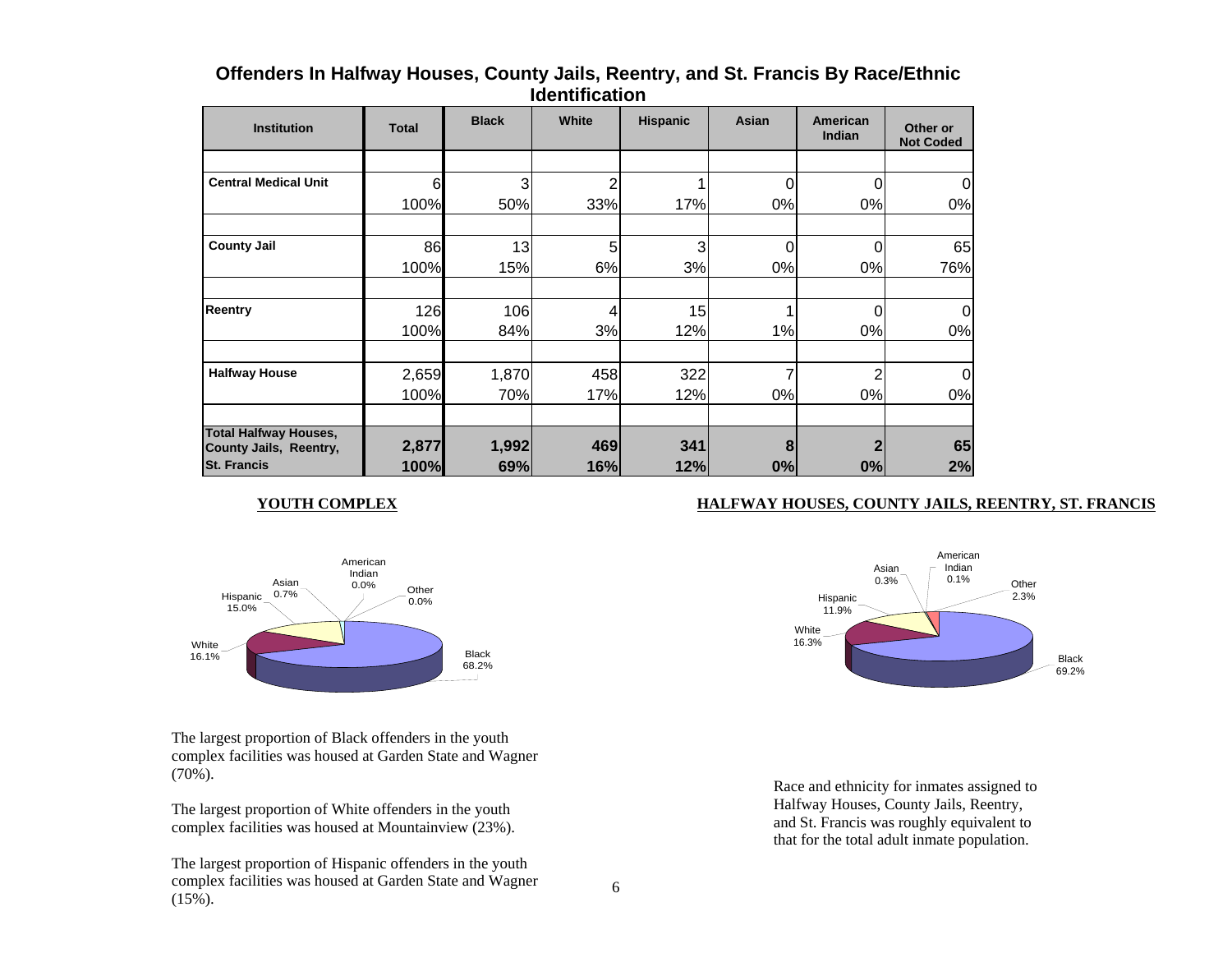## Offenders In Halfway Houses, County Jails, Reentry, and St. Francis By Race/Ethnic Identification

| Institution | Total | Black | White | Hispanic | Asian | American Indian | Other or Not Coded |
|---|---|---|---|---|---|---|---|
| Central Medical Unit | 6 | 3 | 2 | 1 | 0 | 0 | 0 |
| | 100% | 50% | 33% | 17% | 0% | 0% | 0% |
| County Jail | 86 | 13 | 5 | 3 | 0 | 0 | 65 |
| | 100% | 15% | 6% | 3% | 0% | 0% | 76% |
| Reentry | 126 | 106 | 4 | 15 | 1 | 0 | 0 |
| | 100% | 84% | 3% | 12% | 1% | 0% | 0% |
| Halfway House | 2,659 | 1,870 | 458 | 322 | 7 | 2 | 0 |
| | 100% | 70% | 17% | 12% | 0% | 0% | 0% |
| **Total Halfway Houses, County Jails, Reentry, St. Francis** | **2,877** | **1,992** | **469** | **341** | **8** | **2** | **65** |
| | **100%** | **69%** | **16%** | **12%** | **0%** | **0%** | **2%** |

**YOUTH COMPLEX**

American Indian 0.0%
Asian 0.7%
Other 0.0%
Hispanic 15.0%
White 16.1%
Black 68.2%

The largest proportion of Black offenders in the youth complex facilities was housed at Garden State and Wagner (70%).

The largest proportion of White offenders in the youth complex facilities was housed at Mountainview (23%).

The largest proportion of Hispanic offenders in the youth complex facilities was housed at Garden State and Wagner (15%).

**HALFWAY HOUSES, COUNTY JAILS, REENTRY, ST. FRANCIS**

American Indian 0.1%
Asian 0.3%
Other 2.3%
Hispanic 11.9%
White 16.3%
Black 69.2%

Race and ethnicity for inmates assigned to Halfway Houses, County Jails, Reentry, and St. Francis was roughly equivalent to that for the total adult inmate population.